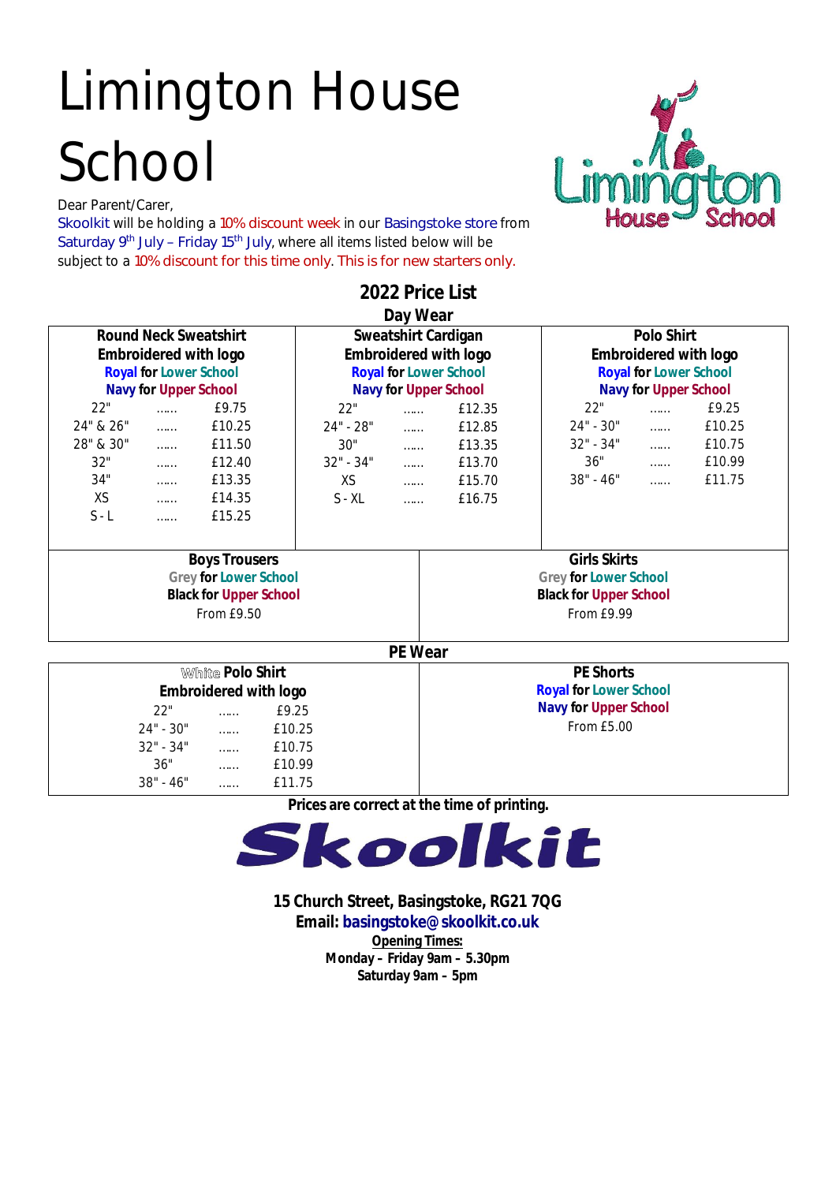# Limington House School

Dear Parent/Carer,

Skoolkit will be holding a 10% discount week in our Basingstoke store from Saturday 9th July – Friday 15th July, where all items listed below will be subject to a 10% discount for this time only. This is for new starters only.

## 2022 Price List

### Day Wear

**Round Neck Sweatshirt**
**Embroidered with logo**
**Royal for Lower School**
**Navy for Upper School**

| Size | | Price |
|---|---|---|
| 22" | …… | £9.75 |
| 24" & 26" | …… | £10.25 |
| 28" & 30" | …… | £11.50 |
| 32" | …… | £12.40 |
| 34" | …… | £13.35 |
| XS | …… | £14.35 |
| S - L | …… | £15.25 |

**Sweatshirt Cardigan**
**Embroidered with logo**
**Royal for Lower School**
**Navy for Upper School**

| Size | | Price |
|---|---|---|
| 22" | …… | £12.35 |
| 24" - 28" | …… | £12.85 |
| 30" | …… | £13.35 |
| 32" - 34" | …… | £13.70 |
| XS | …… | £15.70 |
| S - XL | …… | £16.75 |

**Polo Shirt**
**Embroidered with logo**
**Royal for Lower School**
**Navy for Upper School**

| Size | | Price |
|---|---|---|
| 22" | …… | £9.25 |
| 24" - 30" | …… | £10.25 |
| 32" - 34" | …… | £10.75 |
| 36" | …… | £10.99 |
| 38" - 46" | …… | £11.75 |

**Boys Trousers**
**Grey for Lower School**
**Black for Upper School**
From £9.50

**Girls Skirts**
**Grey for Lower School**
**Black for Upper School**
From £9.99

### PE Wear

**White Polo Shirt**
**Embroidered with logo**

| Size | | Price |
|---|---|---|
| 22" | …… | £9.25 |
| 24" - 30" | …… | £10.25 |
| 32" - 34" | …… | £10.75 |
| 36" | …… | £10.99 |
| 38" - 46" | …… | £11.75 |

**PE Shorts**
**Royal for Lower School**
**Navy for Upper School**
From £5.00

**Prices are correct at the time of printing.**

**Skoolkit**

**15 Church Street, Basingstoke, RG21 7QG**
**Email: basingstoke@skoolkit.co.uk**
**Opening Times:**
**Monday – Friday 9am – 5.30pm**
**Saturday 9am – 5pm**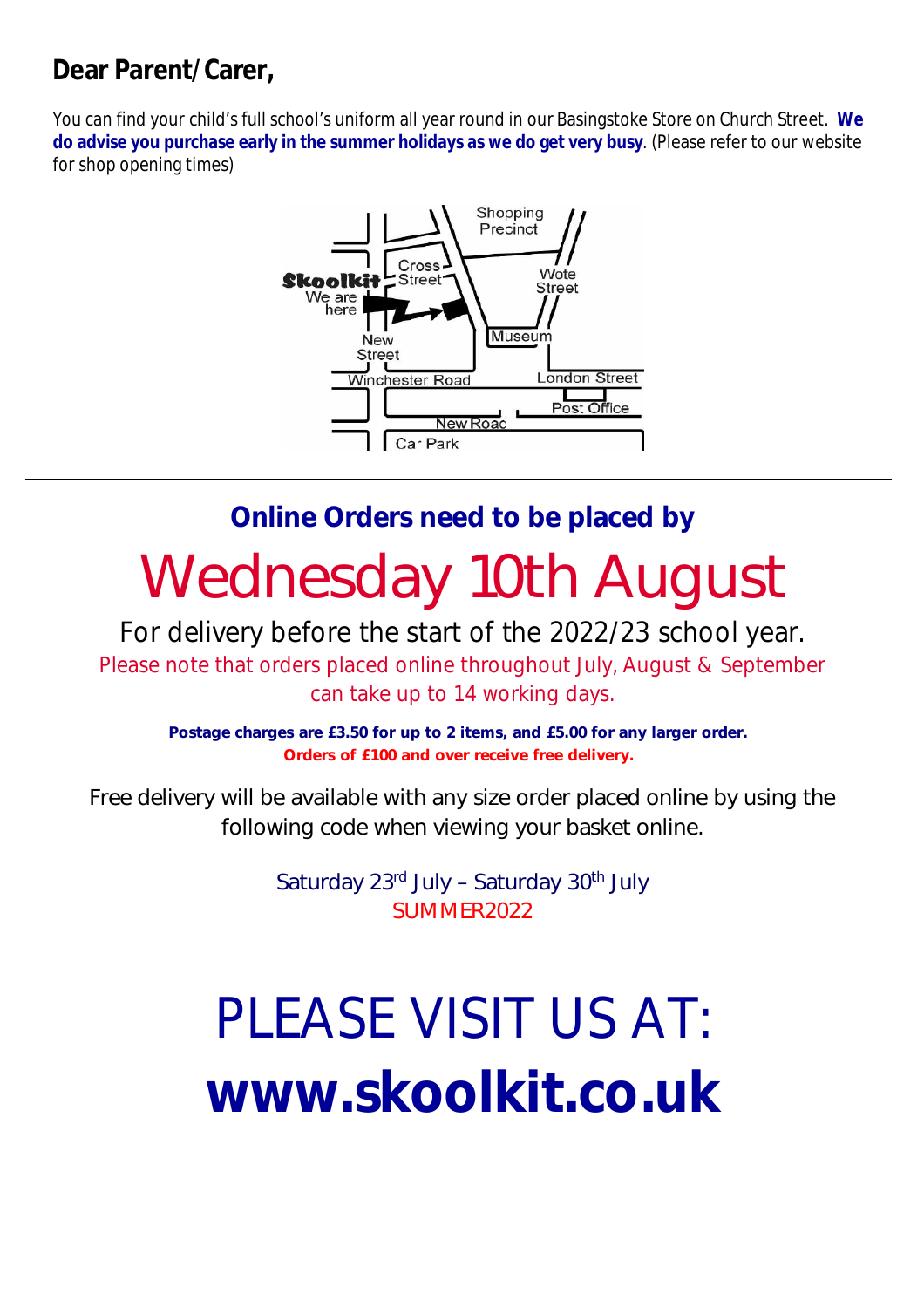**Dear Parent/Carer,**

You can find your child's full school's uniform all year round in our Basingstoke Store on Church Street. **We do advise you purchase early in the summer holidays as we do get very busy**. (Please refer to our website for shop opening times)

Shopping Precinct
Cross Street
Skoolkit
We are here
Wote Street
Museum
New Street
Winchester Road
London Street
Post Office
New Road
Car Park

---

## Online Orders need to be placed by

# Wednesday 10th August

For delivery before the start of the 2022/23 school year.

Please note that orders placed online throughout July, August & September can take up to 14 working days.

**Postage charges are £3.50 for up to 2 items, and £5.00 for any larger order.**
**Orders of £100 and over receive free delivery.**

Free delivery will be available with any size order placed online by using the following code when viewing your basket online.

Saturday 23rd July – Saturday 30th July
SUMMER2022

# PLEASE VISIT US AT:
# **www.skoolkit.co.uk**